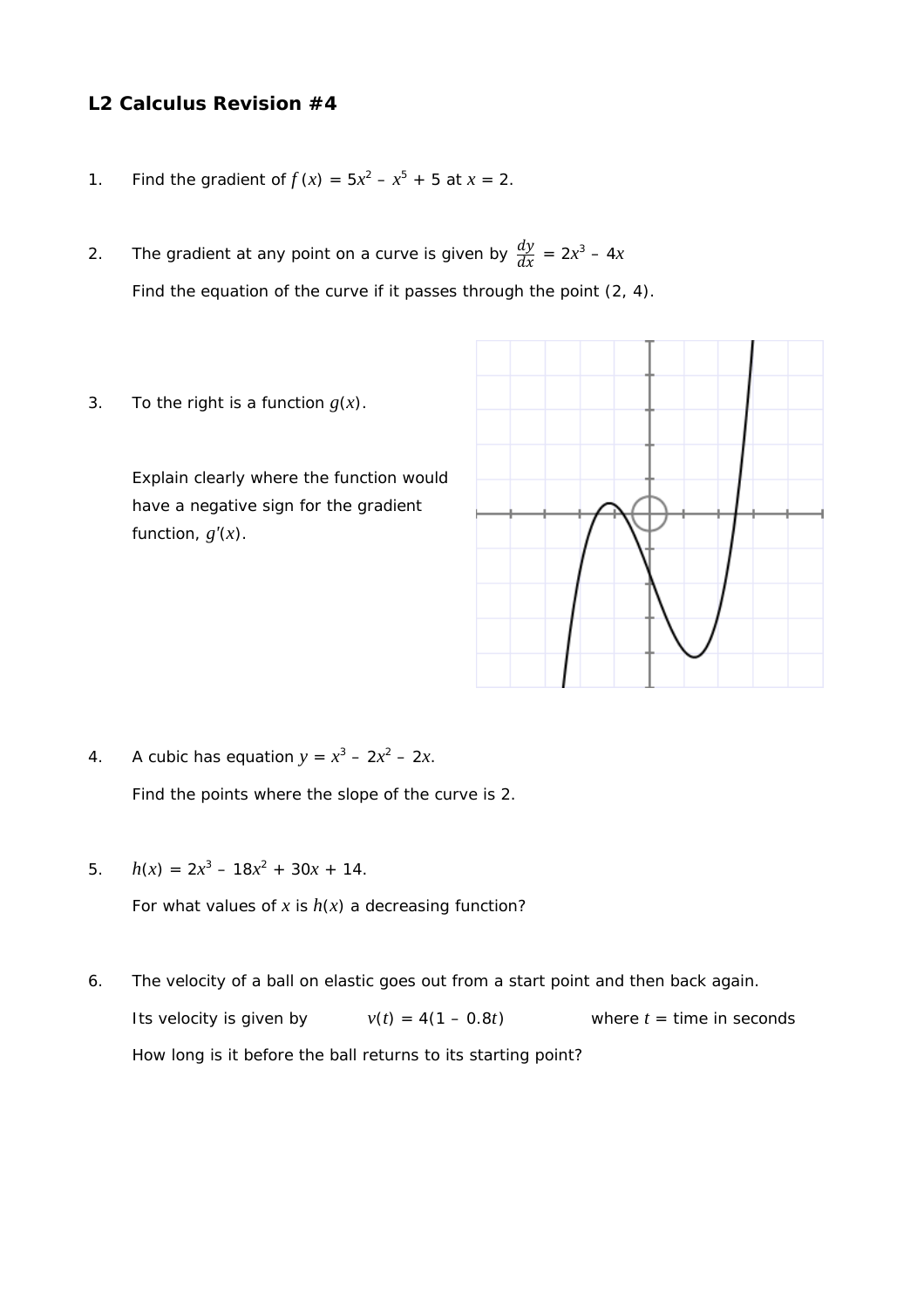# L2 Calculus Revision #4

1. Find the gradient of $f(x) = 5x^2 - x^5 + 5$ at $x = 2$.

2. The gradient at any point on a curve is given by $\frac{dy}{dx} = 2x^3 - 4x$

   Find the equation of the curve if it passes through the point (2, 4).

3. To the right is a function $g(x)$.

   Explain clearly where the function would have a negative sign for the gradient function, $g'(x)$.

4. A cubic has equation $y = x^3 - 2x^2 - 2x$.

   Find the points where the slope of the curve is 2.

5. $h(x) = 2x^3 - 18x^2 + 30x + 14$.

   For what values of $x$ is $h(x)$ a decreasing function?

6. The velocity of a ball on elastic goes out from a start point and then back again.

   Its velocity is given by $v(t) = 4(1 - 0.8t)$ where $t$ = time in seconds

   How long is it before the ball returns to its starting point?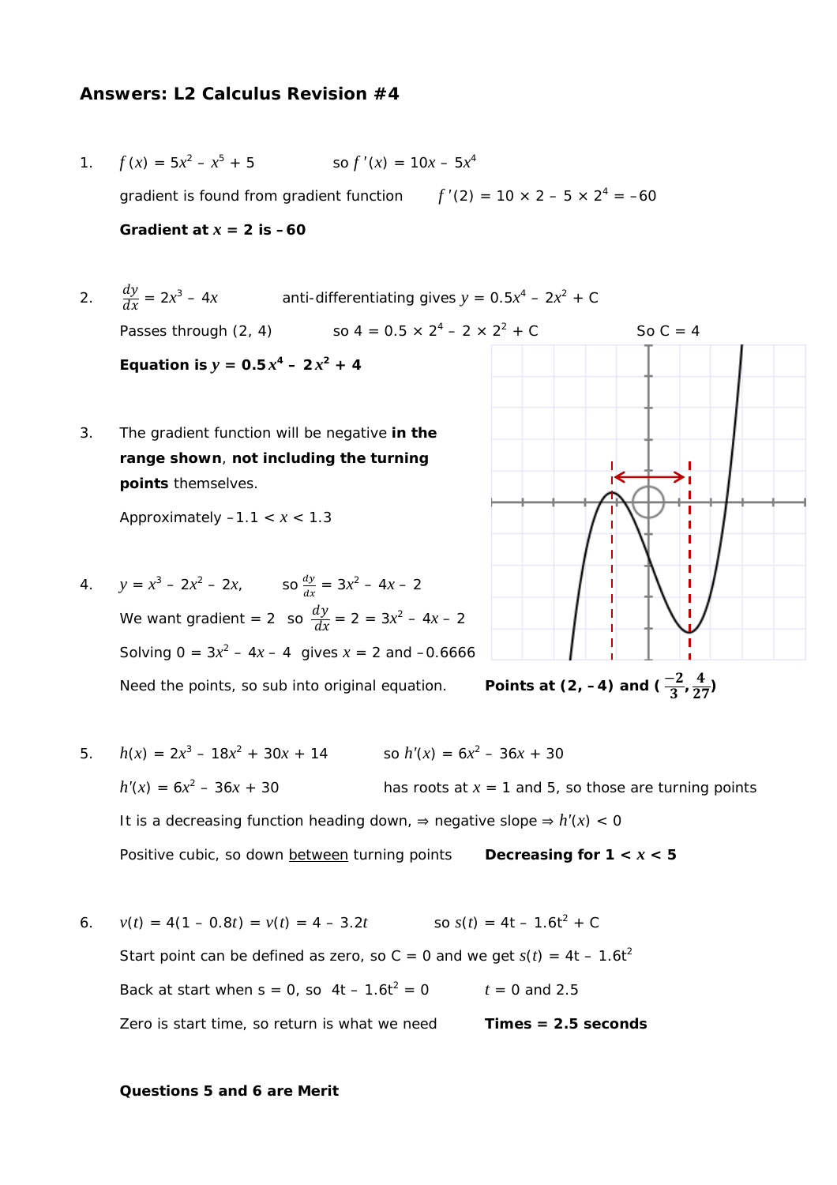## Answers: L2 Calculus Revision #4

1. $f(x) = 5x^2 - x^5 + 5$ so $f'(x) = 10x - 5x^4$

   gradient is found from gradient function $f'(2) = 10 \times 2 - 5 \times 2^4 = -60$

   **Gradient at $x = 2$ is –60**

2. $\frac{dy}{dx} = 2x^3 - 4x$ anti-differentiating gives $y = 0.5x^4 - 2x^2 + C$

   Passes through (2, 4) so $4 = 0.5 \times 2^4 - 2 \times 2^2 + C$ So $C = 4$

   **Equation is $y = 0.5x^4 - 2x^2 + 4$**

3. The gradient function will be negative **in the range shown**, **not including the turning points** themselves.

   Approximately $-1.1 < x < 1.3$

4. $y = x^3 - 2x^2 - 2x$, so $\frac{dy}{dx} = 3x^2 - 4x - 2$

   We want gradient = 2 so $\frac{dy}{dx} = 2 = 3x^2 - 4x - 2$

   Solving $0 = 3x^2 - 4x - 4$ gives $x = 2$ and $-0.6666$

   Need the points, so sub into original equation. **Points at (2, –4) and $\left(\frac{-2}{3}, \frac{4}{27}\right)$**

5. $h(x) = 2x^3 - 18x^2 + 30x + 14$ so $h'(x) = 6x^2 - 36x + 30$

   $h'(x) = 6x^2 - 36x + 30$ has roots at $x = 1$ and 5, so those are turning points

   It is a decreasing function heading down, ⇒ negative slope ⇒ $h'(x) < 0$

   Positive cubic, so down <u>between</u> turning points **Decreasing for $1 < x < 5$**

6. $v(t) = 4(1 - 0.8t) = v(t) = 4 - 3.2t$ so $s(t) = 4t - 1.6t^2 + C$

   Start point can be defined as zero, so C = 0 and we get $s(t) = 4t - 1.6t^2$

   Back at start when s = 0, so $4t - 1.6t^2 = 0$ $t = 0$ and 2.5

   Zero is start time, so return is what we need **Times = 2.5 seconds**

**Questions 5 and 6 are Merit**